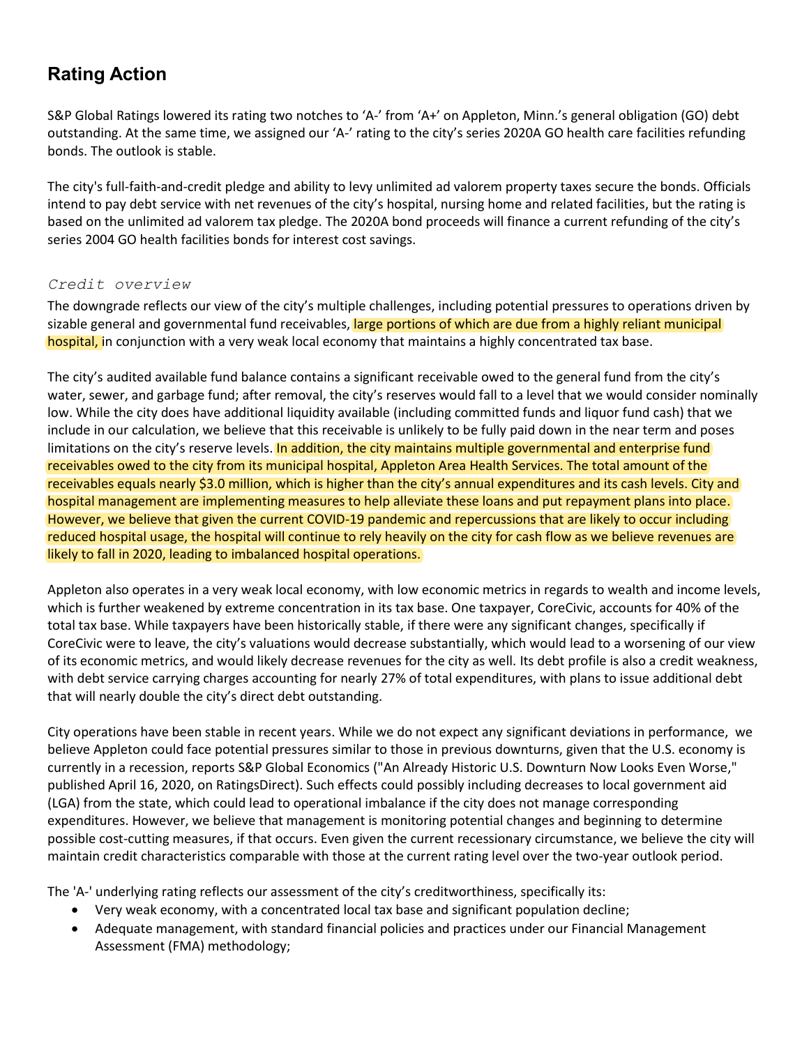# Rating Action

S&P Global Ratings lowered its rating two notches to 'A-' from 'A+' on Appleton, Minn.'s general obligation (GO) debt outstanding. At the same time, we assigned our 'A-' rating to the city's series 2020A GO health care facilities refunding bonds. The outlook is stable.

The city's full-faith-and-credit pledge and ability to levy unlimited ad valorem property taxes secure the bonds. Officials intend to pay debt service with net revenues of the city's hospital, nursing home and related facilities, but the rating is based on the unlimited ad valorem tax pledge. The 2020A bond proceeds will finance a current refunding of the city's series 2004 GO health facilities bonds for interest cost savings.

### *Credit overview*

The downgrade reflects our view of the city's multiple challenges, including potential pressures to operations driven by sizable general and governmental fund receivables, large portions of which are due from a highly reliant municipal hospital, in conjunction with a very weak local economy that maintains a highly concentrated tax base.

The city's audited available fund balance contains a significant receivable owed to the general fund from the city's water, sewer, and garbage fund; after removal, the city's reserves would fall to a level that we would consider nominally low. While the city does have additional liquidity available (including committed funds and liquor fund cash) that we include in our calculation, we believe that this receivable is unlikely to be fully paid down in the near term and poses limitations on the city's reserve levels. In addition, the city maintains multiple governmental and enterprise fund receivables owed to the city from its municipal hospital, Appleton Area Health Services. The total amount of the receivables equals nearly $3.0 million, which is higher than the city's annual expenditures and its cash levels. City and hospital management are implementing measures to help alleviate these loans and put repayment plans into place. However, we believe that given the current COVID-19 pandemic and repercussions that are likely to occur including reduced hospital usage, the hospital will continue to rely heavily on the city for cash flow as we believe revenues are likely to fall in 2020, leading to imbalanced hospital operations.

Appleton also operates in a very weak local economy, with low economic metrics in regards to wealth and income levels, which is further weakened by extreme concentration in its tax base. One taxpayer, CoreCivic, accounts for 40% of the total tax base. While taxpayers have been historically stable, if there were any significant changes, specifically if CoreCivic were to leave, the city's valuations would decrease substantially, which would lead to a worsening of our view of its economic metrics, and would likely decrease revenues for the city as well. Its debt profile is also a credit weakness, with debt service carrying charges accounting for nearly 27% of total expenditures, with plans to issue additional debt that will nearly double the city's direct debt outstanding.

City operations have been stable in recent years. While we do not expect any significant deviations in performance, we believe Appleton could face potential pressures similar to those in previous downturns, given that the U.S. economy is currently in a recession, reports S&P Global Economics ("An Already Historic U.S. Downturn Now Looks Even Worse," published April 16, 2020, on RatingsDirect). Such effects could possibly including decreases to local government aid (LGA) from the state, which could lead to operational imbalance if the city does not manage corresponding expenditures. However, we believe that management is monitoring potential changes and beginning to determine possible cost-cutting measures, if that occurs. Even given the current recessionary circumstance, we believe the city will maintain credit characteristics comparable with those at the current rating level over the two-year outlook period.

The 'A-' underlying rating reflects our assessment of the city's creditworthiness, specifically its:

- Very weak economy, with a concentrated local tax base and significant population decline;
- Adequate management, with standard financial policies and practices under our Financial Management Assessment (FMA) methodology;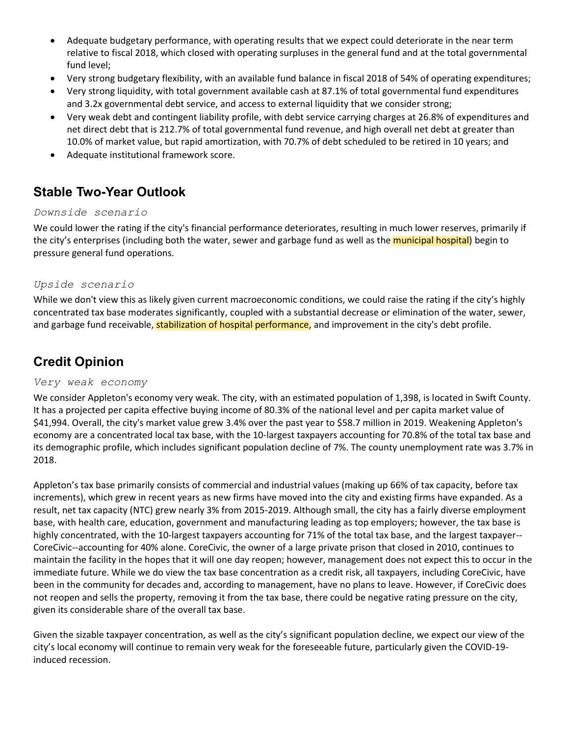- Adequate budgetary performance, with operating results that we expect could deteriorate in the near term relative to fiscal 2018, which closed with operating surpluses in the general fund and at the total governmental fund level;
- Very strong budgetary flexibility, with an available fund balance in fiscal 2018 of 54% of operating expenditures;
- Very strong liquidity, with total government available cash at 87.1% of total governmental fund expenditures and 3.2x governmental debt service, and access to external liquidity that we consider strong;
- Very weak debt and contingent liability profile, with debt service carrying charges at 26.8% of expenditures and net direct debt that is 212.7% of total governmental fund revenue, and high overall net debt at greater than 10.0% of market value, but rapid amortization, with 70.7% of debt scheduled to be retired in 10 years; and
- Adequate institutional framework score.

## Stable Two-Year Outlook

### *Downside scenario*

We could lower the rating if the city's financial performance deteriorates, resulting in much lower reserves, primarily if the city's enterprises (including both the water, sewer and garbage fund as well as the municipal hospital) begin to pressure general fund operations.

### *Upside scenario*

While we don't view this as likely given current macroeconomic conditions, we could raise the rating if the city's highly concentrated tax base moderates significantly, coupled with a substantial decrease or elimination of the water, sewer, and garbage fund receivable, stabilization of hospital performance, and improvement in the city's debt profile.

## Credit Opinion

### *Very weak economy*

We consider Appleton's economy very weak. The city, with an estimated population of 1,398, is located in Swift County. It has a projected per capita effective buying income of 80.3% of the national level and per capita market value of $41,994. Overall, the city's market value grew 3.4% over the past year to $58.7 million in 2019. Weakening Appleton's economy are a concentrated local tax base, with the 10-largest taxpayers accounting for 70.8% of the total tax base and its demographic profile, which includes significant population decline of 7%. The county unemployment rate was 3.7% in 2018.

Appleton's tax base primarily consists of commercial and industrial values (making up 66% of tax capacity, before tax increments), which grew in recent years as new firms have moved into the city and existing firms have expanded. As a result, net tax capacity (NTC) grew nearly 3% from 2015-2019. Although small, the city has a fairly diverse employment base, with health care, education, government and manufacturing leading as top employers; however, the tax base is highly concentrated, with the 10-largest taxpayers accounting for 71% of the total tax base, and the largest taxpayer--CoreCivic--accounting for 40% alone. CoreCivic, the owner of a large private prison that closed in 2010, continues to maintain the facility in the hopes that it will one day reopen; however, management does not expect this to occur in the immediate future. While we do view the tax base concentration as a credit risk, all taxpayers, including CoreCivic, have been in the community for decades and, according to management, have no plans to leave. However, if CoreCivic does not reopen and sells the property, removing it from the tax base, there could be negative rating pressure on the city, given its considerable share of the overall tax base.

Given the sizable taxpayer concentration, as well as the city's significant population decline, we expect our view of the city's local economy will continue to remain very weak for the foreseeable future, particularly given the COVID-19-induced recession.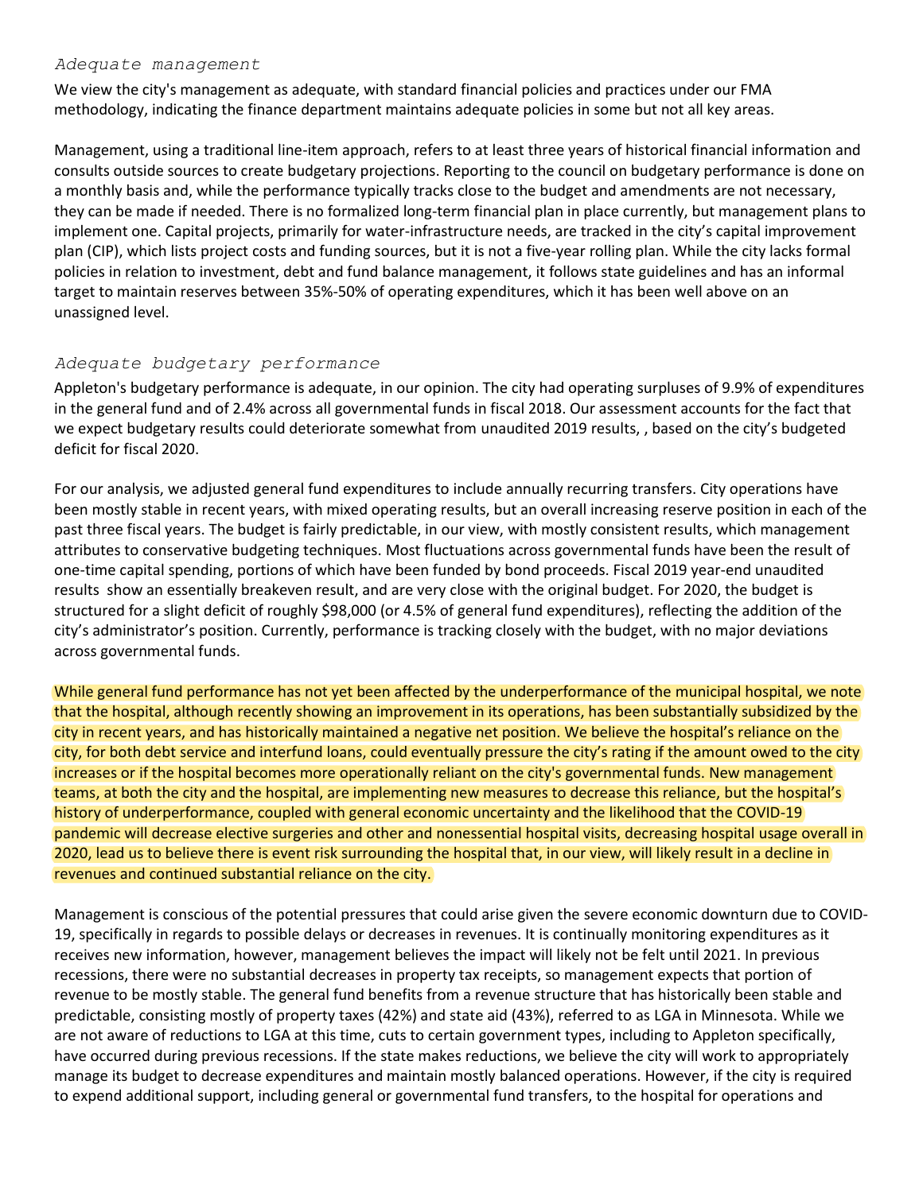### *Adequate management*

We view the city's management as adequate, with standard financial policies and practices under our FMA methodology, indicating the finance department maintains adequate policies in some but not all key areas.

Management, using a traditional line-item approach, refers to at least three years of historical financial information and consults outside sources to create budgetary projections. Reporting to the council on budgetary performance is done on a monthly basis and, while the performance typically tracks close to the budget and amendments are not necessary, they can be made if needed. There is no formalized long-term financial plan in place currently, but management plans to implement one. Capital projects, primarily for water-infrastructure needs, are tracked in the city's capital improvement plan (CIP), which lists project costs and funding sources, but it is not a five-year rolling plan. While the city lacks formal policies in relation to investment, debt and fund balance management, it follows state guidelines and has an informal target to maintain reserves between 35%-50% of operating expenditures, which it has been well above on an unassigned level.

### *Adequate budgetary performance*

Appleton's budgetary performance is adequate, in our opinion. The city had operating surpluses of 9.9% of expenditures in the general fund and of 2.4% across all governmental funds in fiscal 2018. Our assessment accounts for the fact that we expect budgetary results could deteriorate somewhat from unaudited 2019 results, , based on the city's budgeted deficit for fiscal 2020.

For our analysis, we adjusted general fund expenditures to include annually recurring transfers. City operations have been mostly stable in recent years, with mixed operating results, but an overall increasing reserve position in each of the past three fiscal years. The budget is fairly predictable, in our view, with mostly consistent results, which management attributes to conservative budgeting techniques. Most fluctuations across governmental funds have been the result of one-time capital spending, portions of which have been funded by bond proceeds. Fiscal 2019 year-end unaudited results show an essentially breakeven result, and are very close with the original budget. For 2020, the budget is structured for a slight deficit of roughly $98,000 (or 4.5% of general fund expenditures), reflecting the addition of the city's administrator's position. Currently, performance is tracking closely with the budget, with no major deviations across governmental funds.

While general fund performance has not yet been affected by the underperformance of the municipal hospital, we note that the hospital, although recently showing an improvement in its operations, has been substantially subsidized by the city in recent years, and has historically maintained a negative net position. We believe the hospital's reliance on the city, for both debt service and interfund loans, could eventually pressure the city's rating if the amount owed to the city increases or if the hospital becomes more operationally reliant on the city's governmental funds. New management teams, at both the city and the hospital, are implementing new measures to decrease this reliance, but the hospital's history of underperformance, coupled with general economic uncertainty and the likelihood that the COVID-19 pandemic will decrease elective surgeries and other and nonessential hospital visits, decreasing hospital usage overall in 2020, lead us to believe there is event risk surrounding the hospital that, in our view, will likely result in a decline in revenues and continued substantial reliance on the city.

Management is conscious of the potential pressures that could arise given the severe economic downturn due to COVID-19, specifically in regards to possible delays or decreases in revenues. It is continually monitoring expenditures as it receives new information, however, management believes the impact will likely not be felt until 2021. In previous recessions, there were no substantial decreases in property tax receipts, so management expects that portion of revenue to be mostly stable. The general fund benefits from a revenue structure that has historically been stable and predictable, consisting mostly of property taxes (42%) and state aid (43%), referred to as LGA in Minnesota. While we are not aware of reductions to LGA at this time, cuts to certain government types, including to Appleton specifically, have occurred during previous recessions. If the state makes reductions, we believe the city will work to appropriately manage its budget to decrease expenditures and maintain mostly balanced operations. However, if the city is required to expend additional support, including general or governmental fund transfers, to the hospital for operations and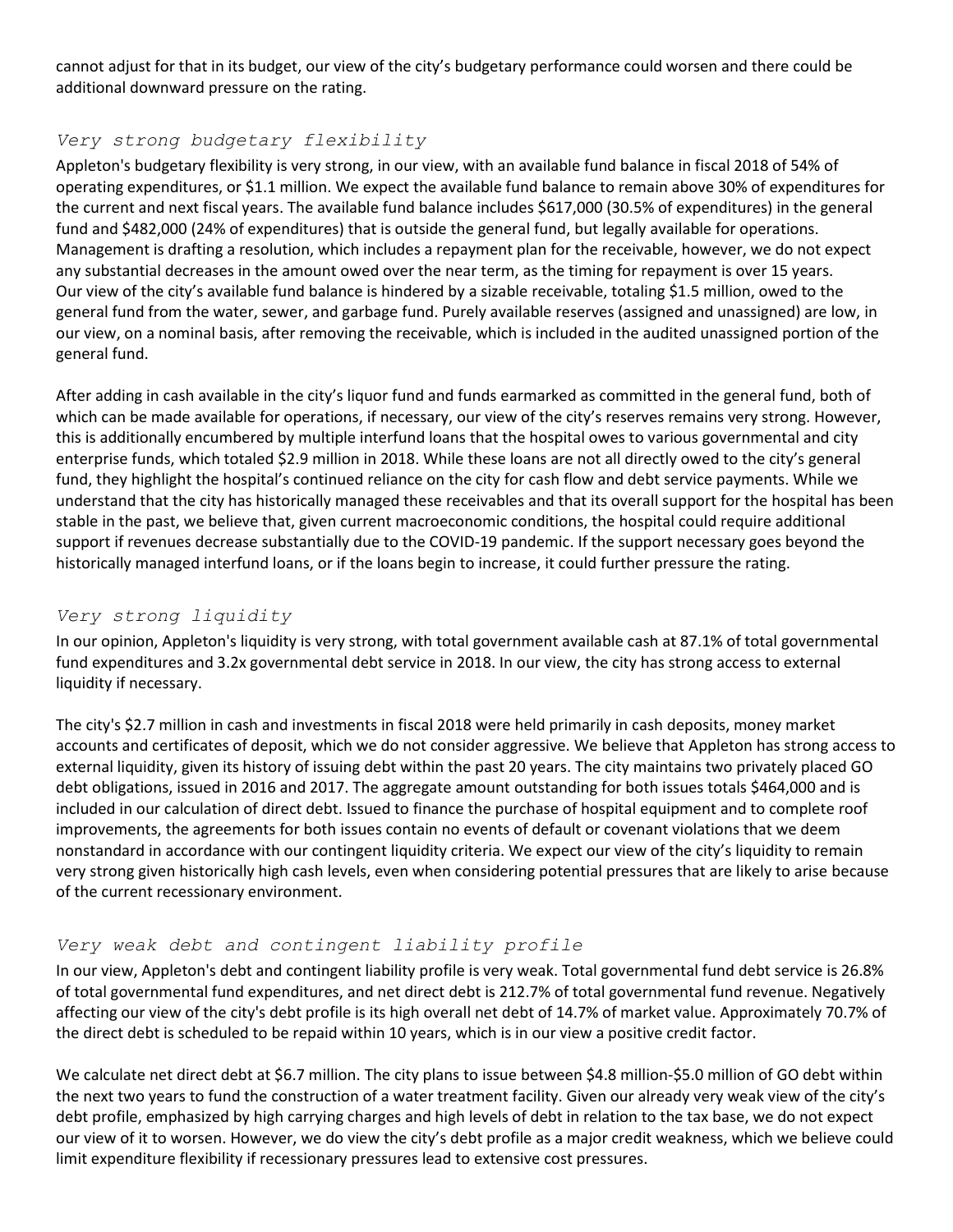cannot adjust for that in its budget, our view of the city's budgetary performance could worsen and there could be additional downward pressure on the rating.

### *Very strong budgetary flexibility*

Appleton's budgetary flexibility is very strong, in our view, with an available fund balance in fiscal 2018 of 54% of operating expenditures, or $1.1 million. We expect the available fund balance to remain above 30% of expenditures for the current and next fiscal years. The available fund balance includes $617,000 (30.5% of expenditures) in the general fund and $482,000 (24% of expenditures) that is outside the general fund, but legally available for operations. Management is drafting a resolution, which includes a repayment plan for the receivable, however, we do not expect any substantial decreases in the amount owed over the near term, as the timing for repayment is over 15 years. Our view of the city's available fund balance is hindered by a sizable receivable, totaling $1.5 million, owed to the general fund from the water, sewer, and garbage fund. Purely available reserves (assigned and unassigned) are low, in our view, on a nominal basis, after removing the receivable, which is included in the audited unassigned portion of the general fund.

After adding in cash available in the city's liquor fund and funds earmarked as committed in the general fund, both of which can be made available for operations, if necessary, our view of the city's reserves remains very strong. However, this is additionally encumbered by multiple interfund loans that the hospital owes to various governmental and city enterprise funds, which totaled $2.9 million in 2018. While these loans are not all directly owed to the city's general fund, they highlight the hospital's continued reliance on the city for cash flow and debt service payments. While we understand that the city has historically managed these receivables and that its overall support for the hospital has been stable in the past, we believe that, given current macroeconomic conditions, the hospital could require additional support if revenues decrease substantially due to the COVID-19 pandemic. If the support necessary goes beyond the historically managed interfund loans, or if the loans begin to increase, it could further pressure the rating.

### *Very strong liquidity*

In our opinion, Appleton's liquidity is very strong, with total government available cash at 87.1% of total governmental fund expenditures and 3.2x governmental debt service in 2018. In our view, the city has strong access to external liquidity if necessary.

The city's $2.7 million in cash and investments in fiscal 2018 were held primarily in cash deposits, money market accounts and certificates of deposit, which we do not consider aggressive. We believe that Appleton has strong access to external liquidity, given its history of issuing debt within the past 20 years. The city maintains two privately placed GO debt obligations, issued in 2016 and 2017. The aggregate amount outstanding for both issues totals $464,000 and is included in our calculation of direct debt. Issued to finance the purchase of hospital equipment and to complete roof improvements, the agreements for both issues contain no events of default or covenant violations that we deem nonstandard in accordance with our contingent liquidity criteria. We expect our view of the city's liquidity to remain very strong given historically high cash levels, even when considering potential pressures that are likely to arise because of the current recessionary environment.

### *Very weak debt and contingent liability profile*

In our view, Appleton's debt and contingent liability profile is very weak. Total governmental fund debt service is 26.8% of total governmental fund expenditures, and net direct debt is 212.7% of total governmental fund revenue. Negatively affecting our view of the city's debt profile is its high overall net debt of 14.7% of market value. Approximately 70.7% of the direct debt is scheduled to be repaid within 10 years, which is in our view a positive credit factor.

We calculate net direct debt at $6.7 million. The city plans to issue between $4.8 million-$5.0 million of GO debt within the next two years to fund the construction of a water treatment facility. Given our already very weak view of the city's debt profile, emphasized by high carrying charges and high levels of debt in relation to the tax base, we do not expect our view of it to worsen. However, we do view the city's debt profile as a major credit weakness, which we believe could limit expenditure flexibility if recessionary pressures lead to extensive cost pressures.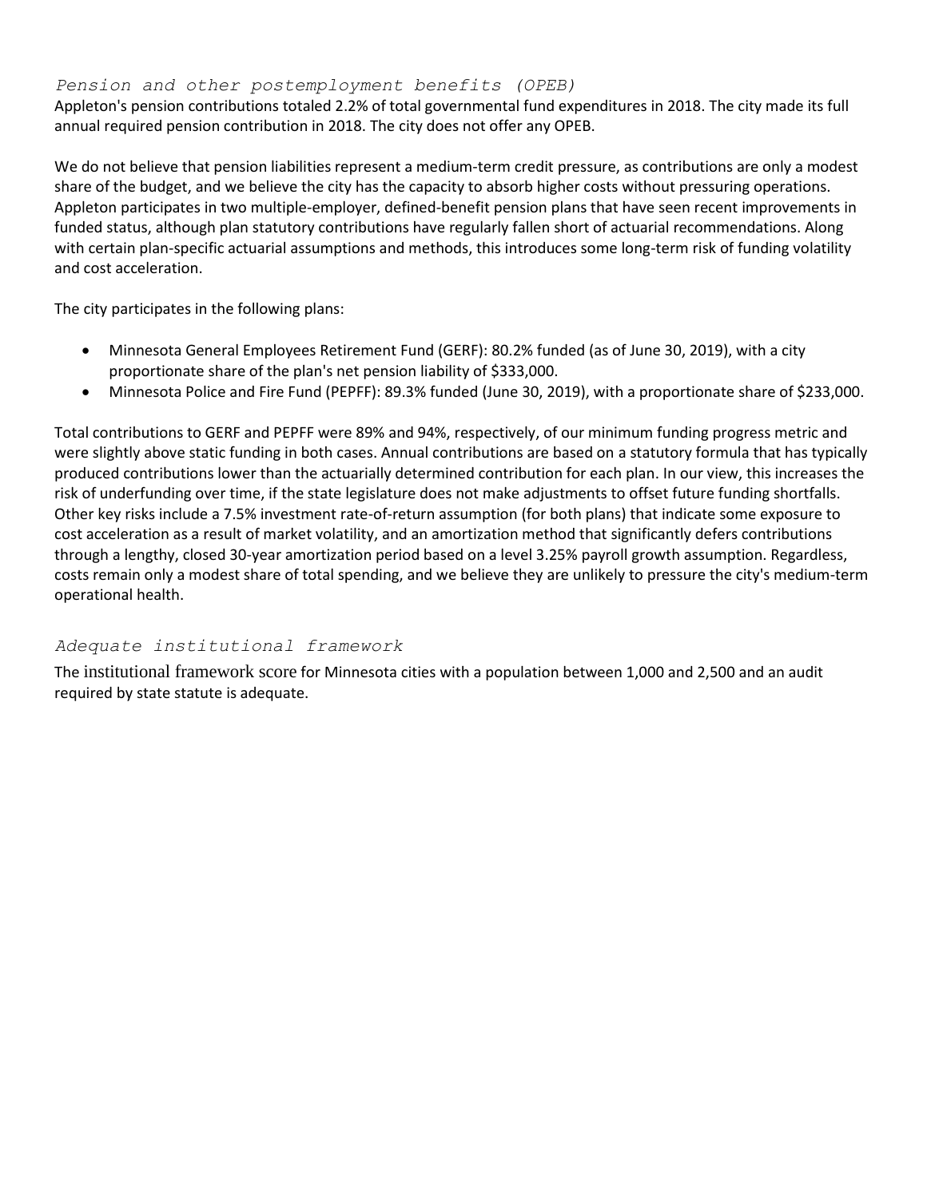### *Pension and other postemployment benefits (OPEB)*

Appleton's pension contributions totaled 2.2% of total governmental fund expenditures in 2018. The city made its full annual required pension contribution in 2018. The city does not offer any OPEB.

We do not believe that pension liabilities represent a medium-term credit pressure, as contributions are only a modest share of the budget, and we believe the city has the capacity to absorb higher costs without pressuring operations. Appleton participates in two multiple-employer, defined-benefit pension plans that have seen recent improvements in funded status, although plan statutory contributions have regularly fallen short of actuarial recommendations. Along with certain plan-specific actuarial assumptions and methods, this introduces some long-term risk of funding volatility and cost acceleration.

The city participates in the following plans:

- Minnesota General Employees Retirement Fund (GERF): 80.2% funded (as of June 30, 2019), with a city proportionate share of the plan's net pension liability of $333,000.
- Minnesota Police and Fire Fund (PEPFF): 89.3% funded (June 30, 2019), with a proportionate share of $233,000.

Total contributions to GERF and PEPFF were 89% and 94%, respectively, of our minimum funding progress metric and were slightly above static funding in both cases. Annual contributions are based on a statutory formula that has typically produced contributions lower than the actuarially determined contribution for each plan. In our view, this increases the risk of underfunding over time, if the state legislature does not make adjustments to offset future funding shortfalls. Other key risks include a 7.5% investment rate-of-return assumption (for both plans) that indicate some exposure to cost acceleration as a result of market volatility, and an amortization method that significantly defers contributions through a lengthy, closed 30-year amortization period based on a level 3.25% payroll growth assumption. Regardless, costs remain only a modest share of total spending, and we believe they are unlikely to pressure the city's medium-term operational health.

### *Adequate institutional framework*

The institutional framework score for Minnesota cities with a population between 1,000 and 2,500 and an audit required by state statute is adequate.